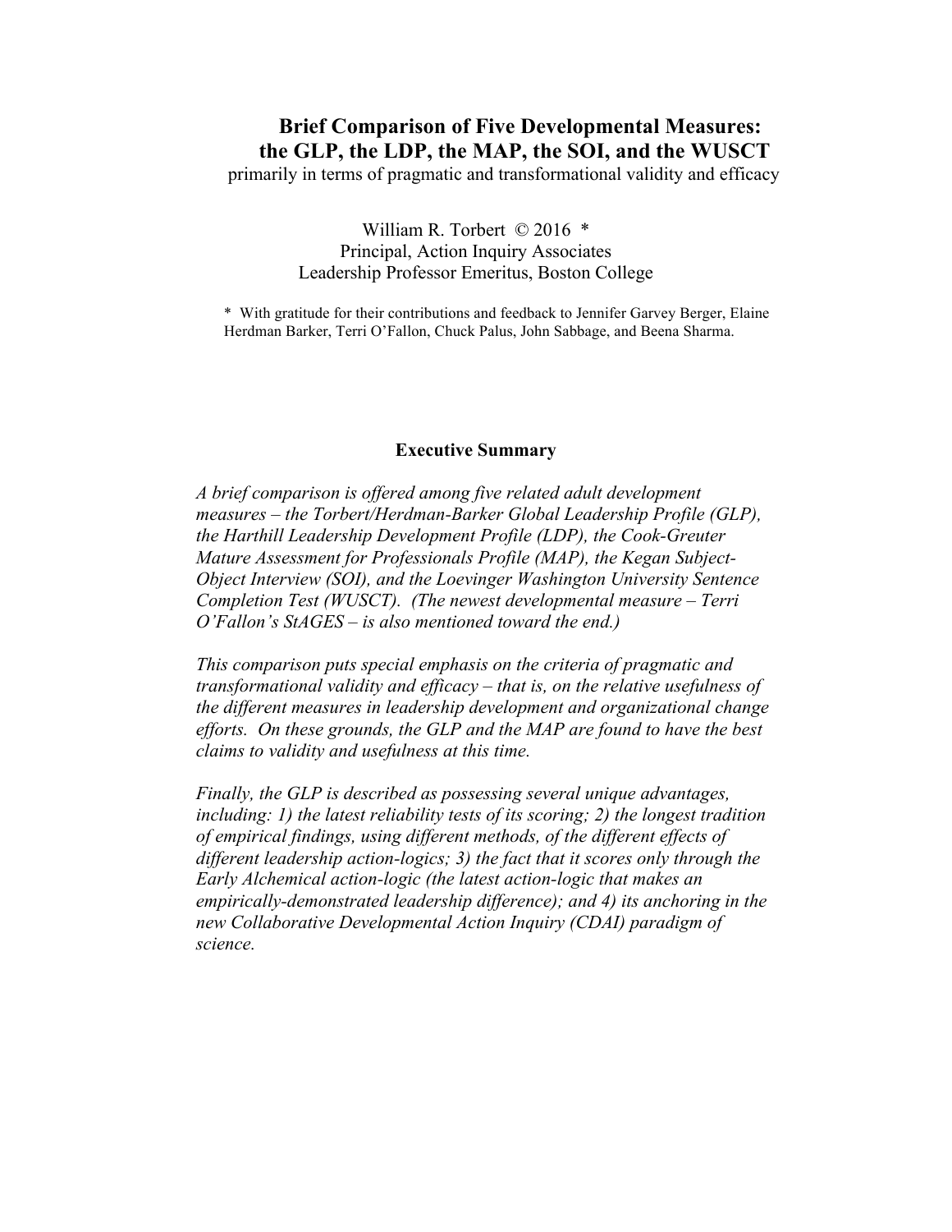# Brief Comparison of Five Developmental Measures: the GLP, the LDP, the MAP, the SOI, and the WUSCT

primarily in terms of pragmatic and transformational validity and efficacy

William R. Torbert © 2016 *
Principal, Action Inquiry Associates
Leadership Professor Emeritus, Boston College

* With gratitude for their contributions and feedback to Jennifer Garvey Berger, Elaine Herdman Barker, Terri O'Fallon, Chuck Palus, John Sabbage, and Beena Sharma.

## Executive Summary

*A brief comparison is offered among five related adult development measures – the Torbert/Herdman-Barker Global Leadership Profile (GLP), the Harthill Leadership Development Profile (LDP), the Cook-Greuter Mature Assessment for Professionals Profile (MAP), the Kegan Subject-Object Interview (SOI), and the Loevinger Washington University Sentence Completion Test (WUSCT). (The newest developmental measure – Terri O'Fallon's StAGES – is also mentioned toward the end.)*

*This comparison puts special emphasis on the criteria of pragmatic and transformational validity and efficacy – that is, on the relative usefulness of the different measures in leadership development and organizational change efforts. On these grounds, the GLP and the MAP are found to have the best claims to validity and usefulness at this time.*

*Finally, the GLP is described as possessing several unique advantages, including: 1) the latest reliability tests of its scoring; 2) the longest tradition of empirical findings, using different methods, of the different effects of different leadership action-logics; 3) the fact that it scores only through the Early Alchemical action-logic (the latest action-logic that makes an empirically-demonstrated leadership difference); and 4) its anchoring in the new Collaborative Developmental Action Inquiry (CDAI) paradigm of science.*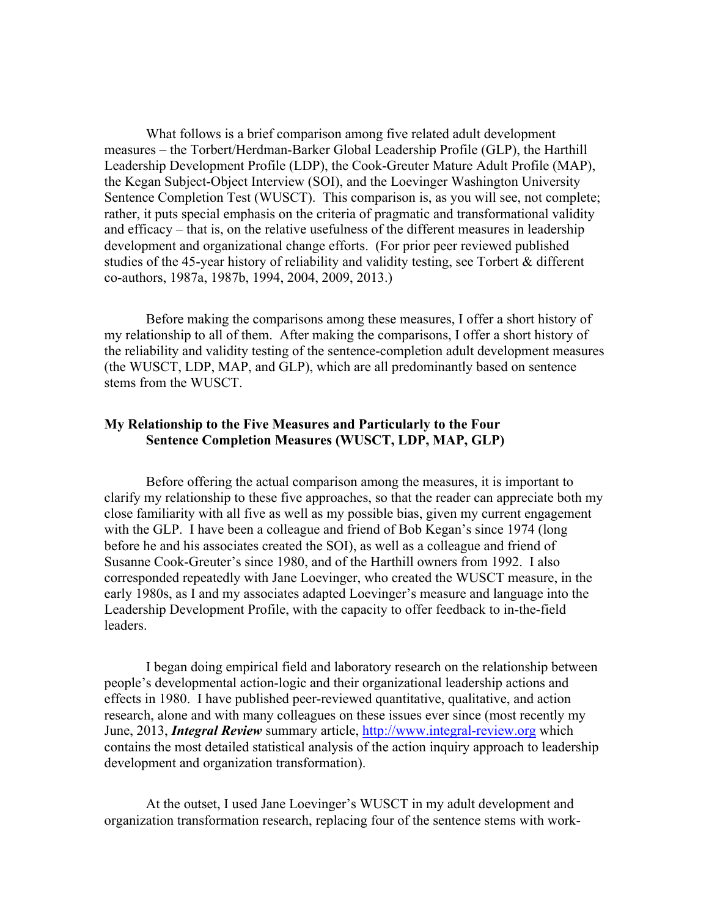What follows is a brief comparison among five related adult development measures – the Torbert/Herdman-Barker Global Leadership Profile (GLP), the Harthill Leadership Development Profile (LDP), the Cook-Greuter Mature Adult Profile (MAP), the Kegan Subject-Object Interview (SOI), and the Loevinger Washington University Sentence Completion Test (WUSCT). This comparison is, as you will see, not complete; rather, it puts special emphasis on the criteria of pragmatic and transformational validity and efficacy – that is, on the relative usefulness of the different measures in leadership development and organizational change efforts. (For prior peer reviewed published studies of the 45-year history of reliability and validity testing, see Torbert & different co-authors, 1987a, 1987b, 1994, 2004, 2009, 2013.)

Before making the comparisons among these measures, I offer a short history of my relationship to all of them. After making the comparisons, I offer a short history of the reliability and validity testing of the sentence-completion adult development measures (the WUSCT, LDP, MAP, and GLP), which are all predominantly based on sentence stems from the WUSCT.

## My Relationship to the Five Measures and Particularly to the Four Sentence Completion Measures (WUSCT, LDP, MAP, GLP)

Before offering the actual comparison among the measures, it is important to clarify my relationship to these five approaches, so that the reader can appreciate both my close familiarity with all five as well as my possible bias, given my current engagement with the GLP. I have been a colleague and friend of Bob Kegan's since 1974 (long before he and his associates created the SOI), as well as a colleague and friend of Susanne Cook-Greuter's since 1980, and of the Harthill owners from 1992. I also corresponded repeatedly with Jane Loevinger, who created the WUSCT measure, in the early 1980s, as I and my associates adapted Loevinger's measure and language into the Leadership Development Profile, with the capacity to offer feedback to in-the-field leaders.

I began doing empirical field and laboratory research on the relationship between people's developmental action-logic and their organizational leadership actions and effects in 1980. I have published peer-reviewed quantitative, qualitative, and action research, alone and with many colleagues on these issues ever since (most recently my June, 2013, ***Integral Review*** summary article, http://www.integral-review.org which contains the most detailed statistical analysis of the action inquiry approach to leadership development and organization transformation).

At the outset, I used Jane Loevinger's WUSCT in my adult development and organization transformation research, replacing four of the sentence stems with work-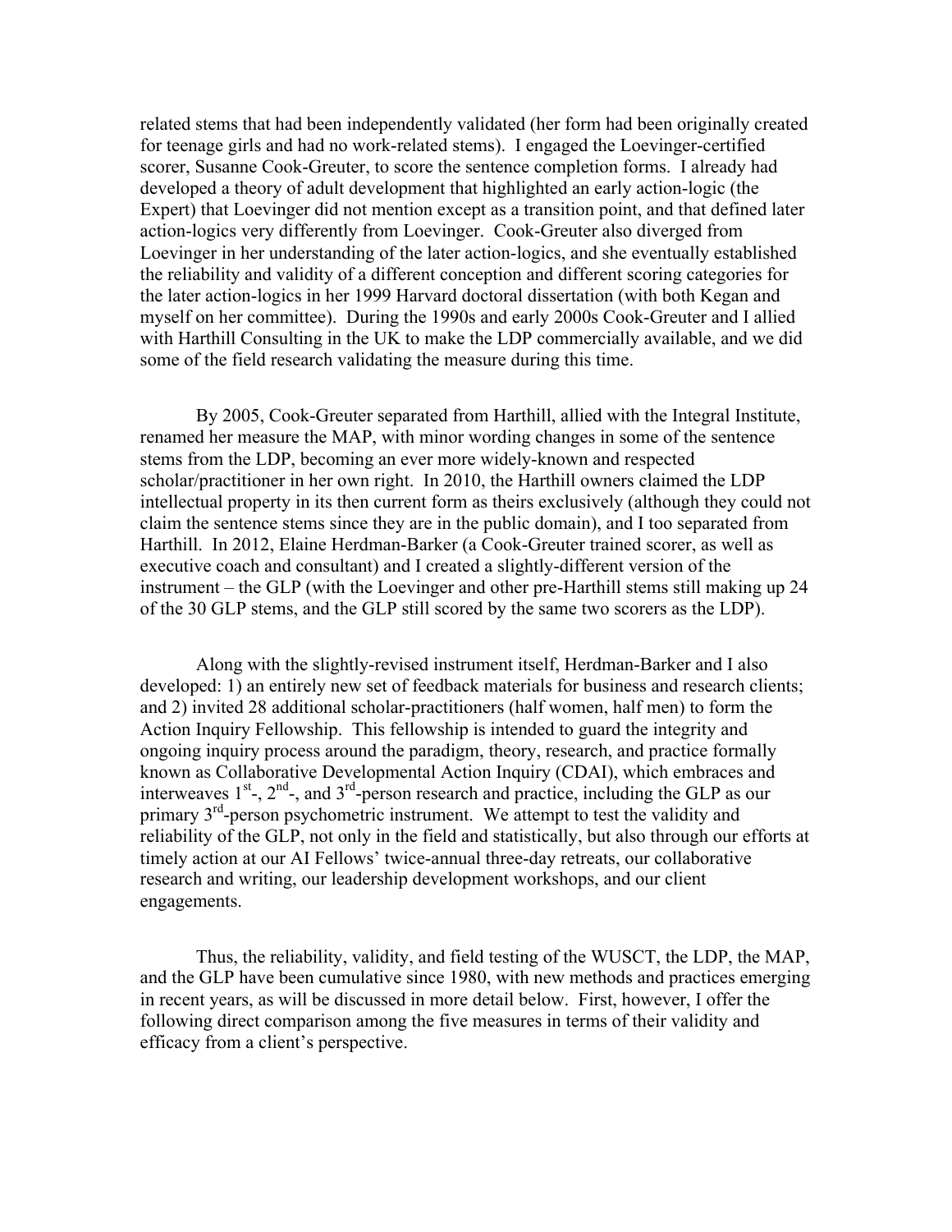related stems that had been independently validated (her form had been originally created for teenage girls and had no work-related stems). I engaged the Loevinger-certified scorer, Susanne Cook-Greuter, to score the sentence completion forms. I already had developed a theory of adult development that highlighted an early action-logic (the Expert) that Loevinger did not mention except as a transition point, and that defined later action-logics very differently from Loevinger. Cook-Greuter also diverged from Loevinger in her understanding of the later action-logics, and she eventually established the reliability and validity of a different conception and different scoring categories for the later action-logics in her 1999 Harvard doctoral dissertation (with both Kegan and myself on her committee). During the 1990s and early 2000s Cook-Greuter and I allied with Harthill Consulting in the UK to make the LDP commercially available, and we did some of the field research validating the measure during this time.

By 2005, Cook-Greuter separated from Harthill, allied with the Integral Institute, renamed her measure the MAP, with minor wording changes in some of the sentence stems from the LDP, becoming an ever more widely-known and respected scholar/practitioner in her own right. In 2010, the Harthill owners claimed the LDP intellectual property in its then current form as theirs exclusively (although they could not claim the sentence stems since they are in the public domain), and I too separated from Harthill. In 2012, Elaine Herdman-Barker (a Cook-Greuter trained scorer, as well as executive coach and consultant) and I created a slightly-different version of the instrument – the GLP (with the Loevinger and other pre-Harthill stems still making up 24 of the 30 GLP stems, and the GLP still scored by the same two scorers as the LDP).

Along with the slightly-revised instrument itself, Herdman-Barker and I also developed: 1) an entirely new set of feedback materials for business and research clients; and 2) invited 28 additional scholar-practitioners (half women, half men) to form the Action Inquiry Fellowship. This fellowship is intended to guard the integrity and ongoing inquiry process around the paradigm, theory, research, and practice formally known as Collaborative Developmental Action Inquiry (CDAI), which embraces and interweaves 1st-, 2nd-, and 3rd-person research and practice, including the GLP as our primary 3rd-person psychometric instrument. We attempt to test the validity and reliability of the GLP, not only in the field and statistically, but also through our efforts at timely action at our AI Fellows' twice-annual three-day retreats, our collaborative research and writing, our leadership development workshops, and our client engagements.

Thus, the reliability, validity, and field testing of the WUSCT, the LDP, the MAP, and the GLP have been cumulative since 1980, with new methods and practices emerging in recent years, as will be discussed in more detail below. First, however, I offer the following direct comparison among the five measures in terms of their validity and efficacy from a client's perspective.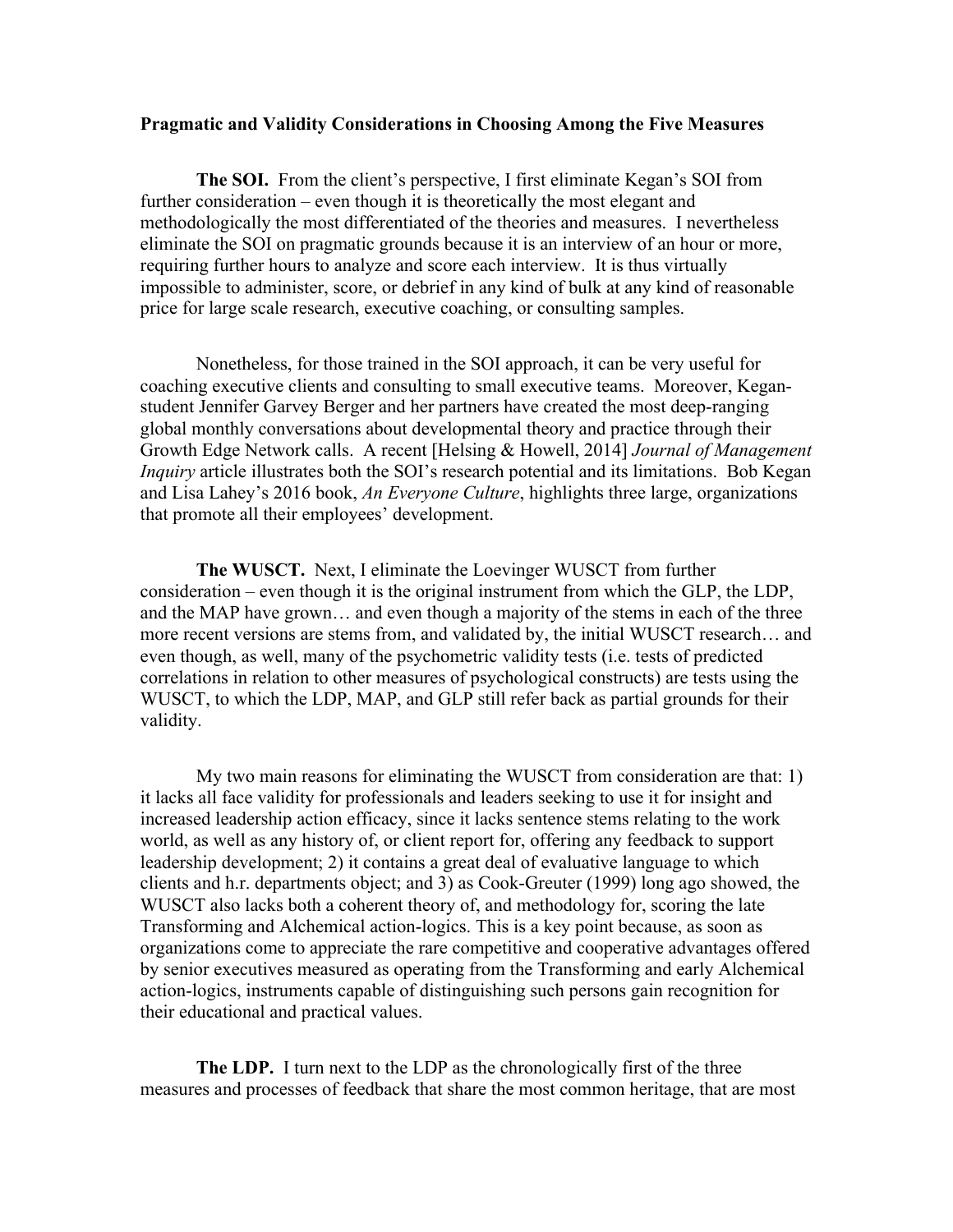**Pragmatic and Validity Considerations in Choosing Among the Five Measures**

**The SOI.** From the client's perspective, I first eliminate Kegan's SOI from further consideration – even though it is theoretically the most elegant and methodologically the most differentiated of the theories and measures. I nevertheless eliminate the SOI on pragmatic grounds because it is an interview of an hour or more, requiring further hours to analyze and score each interview. It is thus virtually impossible to administer, score, or debrief in any kind of bulk at any kind of reasonable price for large scale research, executive coaching, or consulting samples.

Nonetheless, for those trained in the SOI approach, it can be very useful for coaching executive clients and consulting to small executive teams. Moreover, Kegan-student Jennifer Garvey Berger and her partners have created the most deep-ranging global monthly conversations about developmental theory and practice through their Growth Edge Network calls. A recent [Helsing & Howell, 2014] *Journal of Management Inquiry* article illustrates both the SOI's research potential and its limitations. Bob Kegan and Lisa Lahey's 2016 book, *An Everyone Culture*, highlights three large, organizations that promote all their employees' development.

**The WUSCT.** Next, I eliminate the Loevinger WUSCT from further consideration – even though it is the original instrument from which the GLP, the LDP, and the MAP have grown… and even though a majority of the stems in each of the three more recent versions are stems from, and validated by, the initial WUSCT research… and even though, as well, many of the psychometric validity tests (i.e. tests of predicted correlations in relation to other measures of psychological constructs) are tests using the WUSCT, to which the LDP, MAP, and GLP still refer back as partial grounds for their validity.

My two main reasons for eliminating the WUSCT from consideration are that: 1) it lacks all face validity for professionals and leaders seeking to use it for insight and increased leadership action efficacy, since it lacks sentence stems relating to the work world, as well as any history of, or client report for, offering any feedback to support leadership development; 2) it contains a great deal of evaluative language to which clients and h.r. departments object; and 3) as Cook-Greuter (1999) long ago showed, the WUSCT also lacks both a coherent theory of, and methodology for, scoring the late Transforming and Alchemical action-logics. This is a key point because, as soon as organizations come to appreciate the rare competitive and cooperative advantages offered by senior executives measured as operating from the Transforming and early Alchemical action-logics, instruments capable of distinguishing such persons gain recognition for their educational and practical values.

**The LDP.** I turn next to the LDP as the chronologically first of the three measures and processes of feedback that share the most common heritage, that are most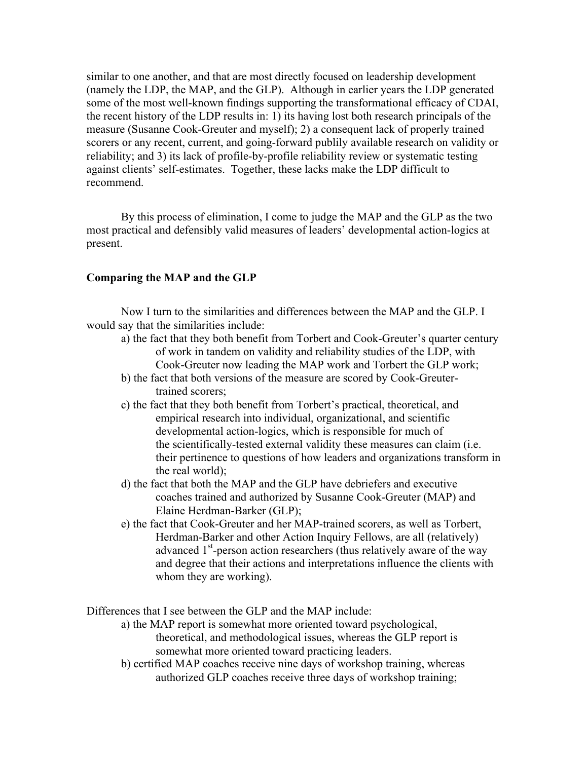similar to one another, and that are most directly focused on leadership development (namely the LDP, the MAP, and the GLP). Although in earlier years the LDP generated some of the most well-known findings supporting the transformational efficacy of CDAI, the recent history of the LDP results in: 1) its having lost both research principals of the measure (Susanne Cook-Greuter and myself); 2) a consequent lack of properly trained scorers or any recent, current, and going-forward publily available research on validity or reliability; and 3) its lack of profile-by-profile reliability review or systematic testing against clients' self-estimates. Together, these lacks make the LDP difficult to recommend.

By this process of elimination, I come to judge the MAP and the GLP as the two most practical and defensibly valid measures of leaders' developmental action-logics at present.

**Comparing the MAP and the GLP**

Now I turn to the similarities and differences between the MAP and the GLP. I would say that the similarities include:

a) the fact that they both benefit from Torbert and Cook-Greuter's quarter century of work in tandem on validity and reliability studies of the LDP, with Cook-Greuter now leading the MAP work and Torbert the GLP work;

b) the fact that both versions of the measure are scored by Cook-Greuter-trained scorers;

c) the fact that they both benefit from Torbert's practical, theoretical, and empirical research into individual, organizational, and scientific developmental action-logics, which is responsible for much of the scientifically-tested external validity these measures can claim (i.e. their pertinence to questions of how leaders and organizations transform in the real world);

d) the fact that both the MAP and the GLP have debriefers and executive coaches trained and authorized by Susanne Cook-Greuter (MAP) and Elaine Herdman-Barker (GLP);

e) the fact that Cook-Greuter and her MAP-trained scorers, as well as Torbert, Herdman-Barker and other Action Inquiry Fellows, are all (relatively) advanced 1st-person action researchers (thus relatively aware of the way and degree that their actions and interpretations influence the clients with whom they are working).

Differences that I see between the GLP and the MAP include:

a) the MAP report is somewhat more oriented toward psychological, theoretical, and methodological issues, whereas the GLP report is somewhat more oriented toward practicing leaders.

b) certified MAP coaches receive nine days of workshop training, whereas authorized GLP coaches receive three days of workshop training;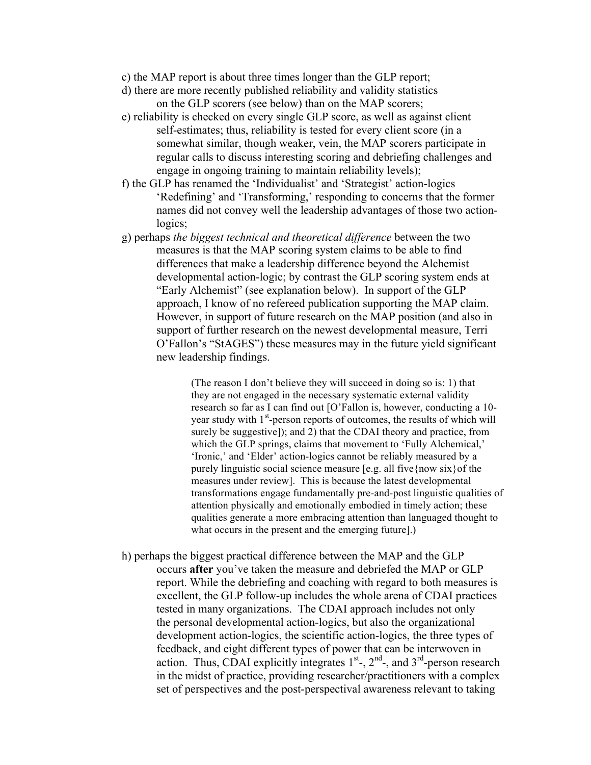c) the MAP report is about three times longer than the GLP report;

d) there are more recently published reliability and validity statistics on the GLP scorers (see below) than on the MAP scorers;

e) reliability is checked on every single GLP score, as well as against client self-estimates; thus, reliability is tested for every client score (in a somewhat similar, though weaker, vein, the MAP scorers participate in regular calls to discuss interesting scoring and debriefing challenges and engage in ongoing training to maintain reliability levels);

f) the GLP has renamed the 'Individualist' and 'Strategist' action-logics 'Redefining' and 'Transforming,' responding to concerns that the former names did not convey well the leadership advantages of those two action-logics;

g) perhaps *the biggest technical and theoretical difference* between the two measures is that the MAP scoring system claims to be able to find differences that make a leadership difference beyond the Alchemist developmental action-logic; by contrast the GLP scoring system ends at "Early Alchemist" (see explanation below). In support of the GLP approach, I know of no refereed publication supporting the MAP claim. However, in support of future research on the MAP position (and also in support of further research on the newest developmental measure, Terri O'Fallon's "StAGES") these measures may in the future yield significant new leadership findings.

> (The reason I don't believe they will succeed in doing so is: 1) that they are not engaged in the necessary systematic external validity research so far as I can find out [O'Fallon is, however, conducting a 10-year study with 1st-person reports of outcomes, the results of which will surely be suggestive]); and 2) that the CDAI theory and practice, from which the GLP springs, claims that movement to 'Fully Alchemical,' 'Ironic,' and 'Elder' action-logics cannot be reliably measured by a purely linguistic social science measure [e.g. all five{now six}of the measures under review]. This is because the latest developmental transformations engage fundamentally pre-and-post linguistic qualities of attention physically and emotionally embodied in timely action; these qualities generate a more embracing attention than languaged thought to what occurs in the present and the emerging future].)

h) perhaps the biggest practical difference between the MAP and the GLP occurs **after** you've taken the measure and debriefed the MAP or GLP report. While the debriefing and coaching with regard to both measures is excellent, the GLP follow-up includes the whole arena of CDAI practices tested in many organizations. The CDAI approach includes not only the personal developmental action-logics, but also the organizational development action-logics, the scientific action-logics, the three types of feedback, and eight different types of power that can be interwoven in action. Thus, CDAI explicitly integrates 1st-, 2nd-, and 3rd-person research in the midst of practice, providing researcher/practitioners with a complex set of perspectives and the post-perspectival awareness relevant to taking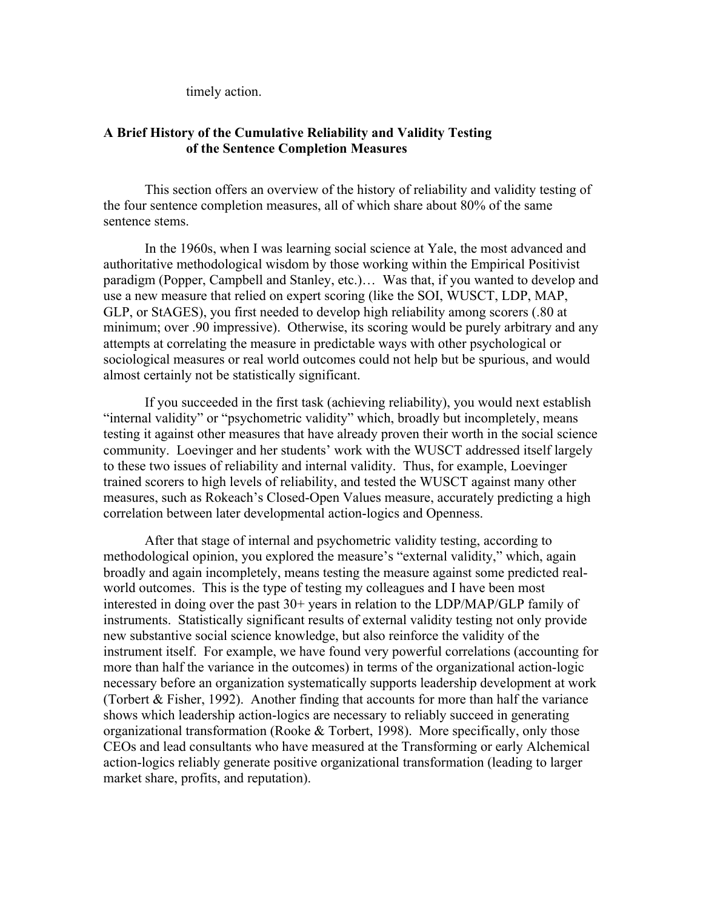timely action.

## A Brief History of the Cumulative Reliability and Validity Testing of the Sentence Completion Measures

This section offers an overview of the history of reliability and validity testing of the four sentence completion measures, all of which share about 80% of the same sentence stems.

In the 1960s, when I was learning social science at Yale, the most advanced and authoritative methodological wisdom by those working within the Empirical Positivist paradigm (Popper, Campbell and Stanley, etc.)… Was that, if you wanted to develop and use a new measure that relied on expert scoring (like the SOI, WUSCT, LDP, MAP, GLP, or StAGES), you first needed to develop high reliability among scorers (.80 at minimum; over .90 impressive). Otherwise, its scoring would be purely arbitrary and any attempts at correlating the measure in predictable ways with other psychological or sociological measures or real world outcomes could not help but be spurious, and would almost certainly not be statistically significant.

If you succeeded in the first task (achieving reliability), you would next establish "internal validity" or "psychometric validity" which, broadly but incompletely, means testing it against other measures that have already proven their worth in the social science community. Loevinger and her students' work with the WUSCT addressed itself largely to these two issues of reliability and internal validity. Thus, for example, Loevinger trained scorers to high levels of reliability, and tested the WUSCT against many other measures, such as Rokeach's Closed-Open Values measure, accurately predicting a high correlation between later developmental action-logics and Openness.

After that stage of internal and psychometric validity testing, according to methodological opinion, you explored the measure's "external validity," which, again broadly and again incompletely, means testing the measure against some predicted real-world outcomes. This is the type of testing my colleagues and I have been most interested in doing over the past 30+ years in relation to the LDP/MAP/GLP family of instruments. Statistically significant results of external validity testing not only provide new substantive social science knowledge, but also reinforce the validity of the instrument itself. For example, we have found very powerful correlations (accounting for more than half the variance in the outcomes) in terms of the organizational action-logic necessary before an organization systematically supports leadership development at work (Torbert & Fisher, 1992). Another finding that accounts for more than half the variance shows which leadership action-logics are necessary to reliably succeed in generating organizational transformation (Rooke & Torbert, 1998). More specifically, only those CEOs and lead consultants who have measured at the Transforming or early Alchemical action-logics reliably generate positive organizational transformation (leading to larger market share, profits, and reputation).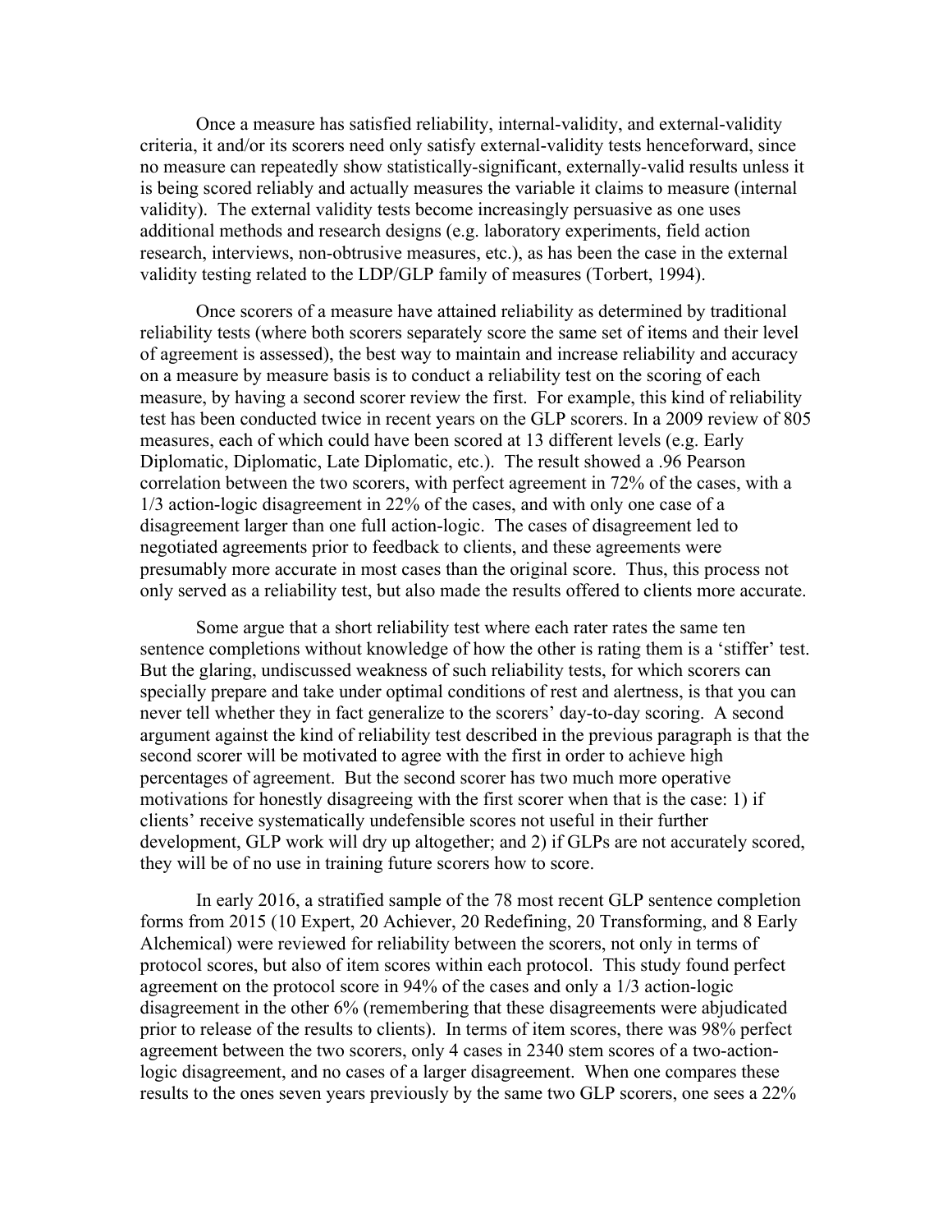Once a measure has satisfied reliability, internal-validity, and external-validity criteria, it and/or its scorers need only satisfy external-validity tests henceforward, since no measure can repeatedly show statistically-significant, externally-valid results unless it is being scored reliably and actually measures the variable it claims to measure (internal validity). The external validity tests become increasingly persuasive as one uses additional methods and research designs (e.g. laboratory experiments, field action research, interviews, non-obtrusive measures, etc.), as has been the case in the external validity testing related to the LDP/GLP family of measures (Torbert, 1994).

Once scorers of a measure have attained reliability as determined by traditional reliability tests (where both scorers separately score the same set of items and their level of agreement is assessed), the best way to maintain and increase reliability and accuracy on a measure by measure basis is to conduct a reliability test on the scoring of each measure, by having a second scorer review the first. For example, this kind of reliability test has been conducted twice in recent years on the GLP scorers. In a 2009 review of 805 measures, each of which could have been scored at 13 different levels (e.g. Early Diplomatic, Diplomatic, Late Diplomatic, etc.). The result showed a .96 Pearson correlation between the two scorers, with perfect agreement in 72% of the cases, with a 1/3 action-logic disagreement in 22% of the cases, and with only one case of a disagreement larger than one full action-logic. The cases of disagreement led to negotiated agreements prior to feedback to clients, and these agreements were presumably more accurate in most cases than the original score. Thus, this process not only served as a reliability test, but also made the results offered to clients more accurate.

Some argue that a short reliability test where each rater rates the same ten sentence completions without knowledge of how the other is rating them is a 'stiffer' test. But the glaring, undiscussed weakness of such reliability tests, for which scorers can specially prepare and take under optimal conditions of rest and alertness, is that you can never tell whether they in fact generalize to the scorers' day-to-day scoring. A second argument against the kind of reliability test described in the previous paragraph is that the second scorer will be motivated to agree with the first in order to achieve high percentages of agreement. But the second scorer has two much more operative motivations for honestly disagreeing with the first scorer when that is the case: 1) if clients' receive systematically undefensible scores not useful in their further development, GLP work will dry up altogether; and 2) if GLPs are not accurately scored, they will be of no use in training future scorers how to score.

In early 2016, a stratified sample of the 78 most recent GLP sentence completion forms from 2015 (10 Expert, 20 Achiever, 20 Redefining, 20 Transforming, and 8 Early Alchemical) were reviewed for reliability between the scorers, not only in terms of protocol scores, but also of item scores within each protocol. This study found perfect agreement on the protocol score in 94% of the cases and only a 1/3 action-logic disagreement in the other 6% (remembering that these disagreements were abjudicated prior to release of the results to clients). In terms of item scores, there was 98% perfect agreement between the two scorers, only 4 cases in 2340 stem scores of a two-action-logic disagreement, and no cases of a larger disagreement. When one compares these results to the ones seven years previously by the same two GLP scorers, one sees a 22%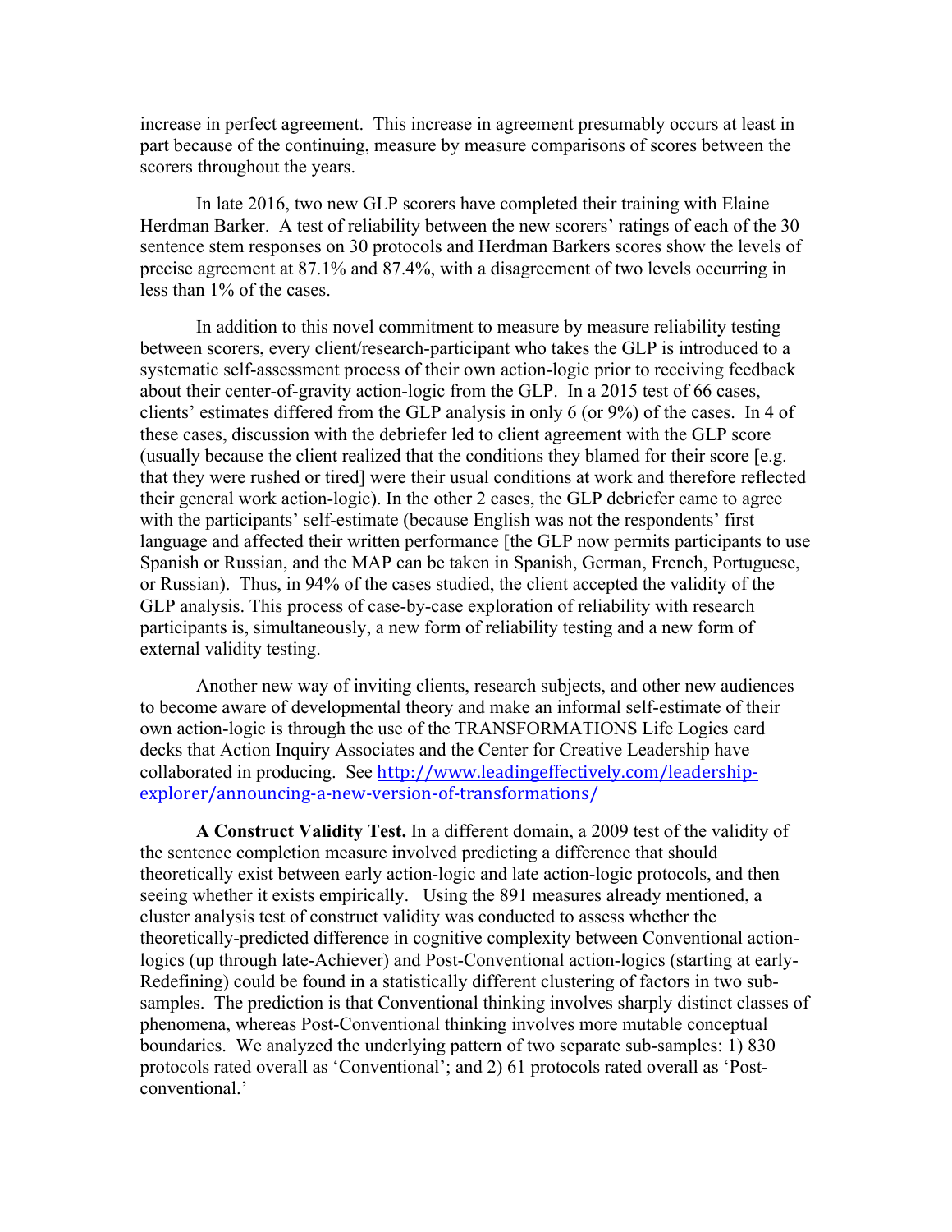increase in perfect agreement. This increase in agreement presumably occurs at least in part because of the continuing, measure by measure comparisons of scores between the scorers throughout the years.

In late 2016, two new GLP scorers have completed their training with Elaine Herdman Barker. A test of reliability between the new scorers' ratings of each of the 30 sentence stem responses on 30 protocols and Herdman Barkers scores show the levels of precise agreement at 87.1% and 87.4%, with a disagreement of two levels occurring in less than 1% of the cases.

In addition to this novel commitment to measure by measure reliability testing between scorers, every client/research-participant who takes the GLP is introduced to a systematic self-assessment process of their own action-logic prior to receiving feedback about their center-of-gravity action-logic from the GLP. In a 2015 test of 66 cases, clients' estimates differed from the GLP analysis in only 6 (or 9%) of the cases. In 4 of these cases, discussion with the debriefer led to client agreement with the GLP score (usually because the client realized that the conditions they blamed for their score [e.g. that they were rushed or tired] were their usual conditions at work and therefore reflected their general work action-logic). In the other 2 cases, the GLP debriefer came to agree with the participants' self-estimate (because English was not the respondents' first language and affected their written performance [the GLP now permits participants to use Spanish or Russian, and the MAP can be taken in Spanish, German, French, Portuguese, or Russian). Thus, in 94% of the cases studied, the client accepted the validity of the GLP analysis. This process of case-by-case exploration of reliability with research participants is, simultaneously, a new form of reliability testing and a new form of external validity testing.

Another new way of inviting clients, research subjects, and other new audiences to become aware of developmental theory and make an informal self-estimate of their own action-logic is through the use of the TRANSFORMATIONS Life Logics card decks that Action Inquiry Associates and the Center for Creative Leadership have collaborated in producing. See http://www.leadingeffectively.com/leadership-explorer/announcing-a-new-version-of-transformations/

**A Construct Validity Test.** In a different domain, a 2009 test of the validity of the sentence completion measure involved predicting a difference that should theoretically exist between early action-logic and late action-logic protocols, and then seeing whether it exists empirically. Using the 891 measures already mentioned, a cluster analysis test of construct validity was conducted to assess whether the theoretically-predicted difference in cognitive complexity between Conventional action-logics (up through late-Achiever) and Post-Conventional action-logics (starting at early-Redefining) could be found in a statistically different clustering of factors in two sub-samples. The prediction is that Conventional thinking involves sharply distinct classes of phenomena, whereas Post-Conventional thinking involves more mutable conceptual boundaries. We analyzed the underlying pattern of two separate sub-samples: 1) 830 protocols rated overall as 'Conventional'; and 2) 61 protocols rated overall as 'Post-conventional.'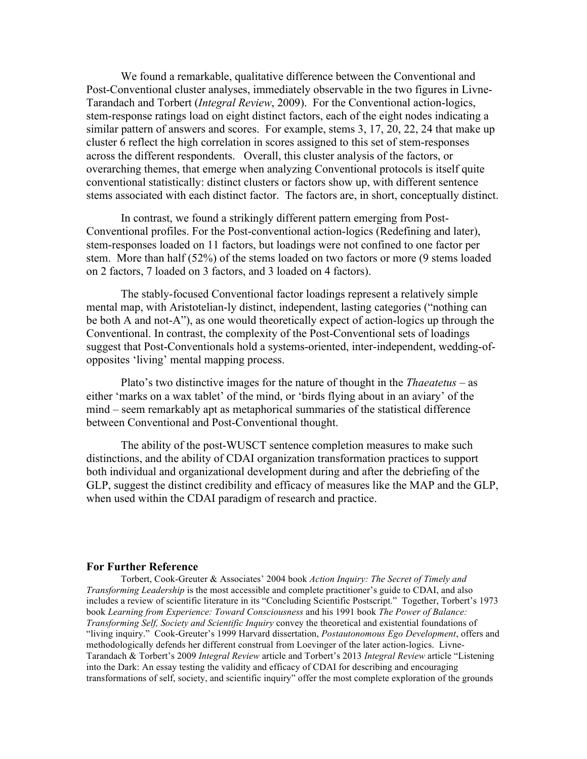We found a remarkable, qualitative difference between the Conventional and Post-Conventional cluster analyses, immediately observable in the two figures in Livne-Tarandach and Torbert (*Integral Review*, 2009). For the Conventional action-logics, stem-response ratings load on eight distinct factors, each of the eight nodes indicating a similar pattern of answers and scores. For example, stems 3, 17, 20, 22, 24 that make up cluster 6 reflect the high correlation in scores assigned to this set of stem-responses across the different respondents. Overall, this cluster analysis of the factors, or overarching themes, that emerge when analyzing Conventional protocols is itself quite conventional statistically: distinct clusters or factors show up, with different sentence stems associated with each distinct factor. The factors are, in short, conceptually distinct.

In contrast, we found a strikingly different pattern emerging from Post-Conventional profiles. For the Post-conventional action-logics (Redefining and later), stem-responses loaded on 11 factors, but loadings were not confined to one factor per stem. More than half (52%) of the stems loaded on two factors or more (9 stems loaded on 2 factors, 7 loaded on 3 factors, and 3 loaded on 4 factors).

The stably-focused Conventional factor loadings represent a relatively simple mental map, with Aristotelian-ly distinct, independent, lasting categories ("nothing can be both A and not-A"), as one would theoretically expect of action-logics up through the Conventional. In contrast, the complexity of the Post-Conventional sets of loadings suggest that Post-Conventionals hold a systems-oriented, inter-independent, wedding-of-opposites 'living' mental mapping process.

Plato's two distinctive images for the nature of thought in the *Thaeatetus* – as either 'marks on a wax tablet' of the mind, or 'birds flying about in an aviary' of the mind – seem remarkably apt as metaphorical summaries of the statistical difference between Conventional and Post-Conventional thought.

The ability of the post-WUSCT sentence completion measures to make such distinctions, and the ability of CDAI organization transformation practices to support both individual and organizational development during and after the debriefing of the GLP, suggest the distinct credibility and efficacy of measures like the MAP and the GLP, when used within the CDAI paradigm of research and practice.

### For Further Reference

Torbert, Cook-Greuter & Associates' 2004 book *Action Inquiry: The Secret of Timely and Transforming Leadership* is the most accessible and complete practitioner's guide to CDAI, and also includes a review of scientific literature in its "Concluding Scientific Postscript." Together, Torbert's 1973 book *Learning from Experience: Toward Consciousness* and his 1991 book *The Power of Balance: Transforming Self, Society and Scientific Inquiry* convey the theoretical and existential foundations of "living inquiry." Cook-Greuter's 1999 Harvard dissertation, *Postautonomous Ego Development*, offers and methodologically defends her different construal from Loevinger of the later action-logics. Livne-Tarandach & Torbert's 2009 *Integral Review* article and Torbert's 2013 *Integral Review* article "Listening into the Dark: An essay testing the validity and efficacy of CDAI for describing and encouraging transformations of self, society, and scientific inquiry" offer the most complete exploration of the grounds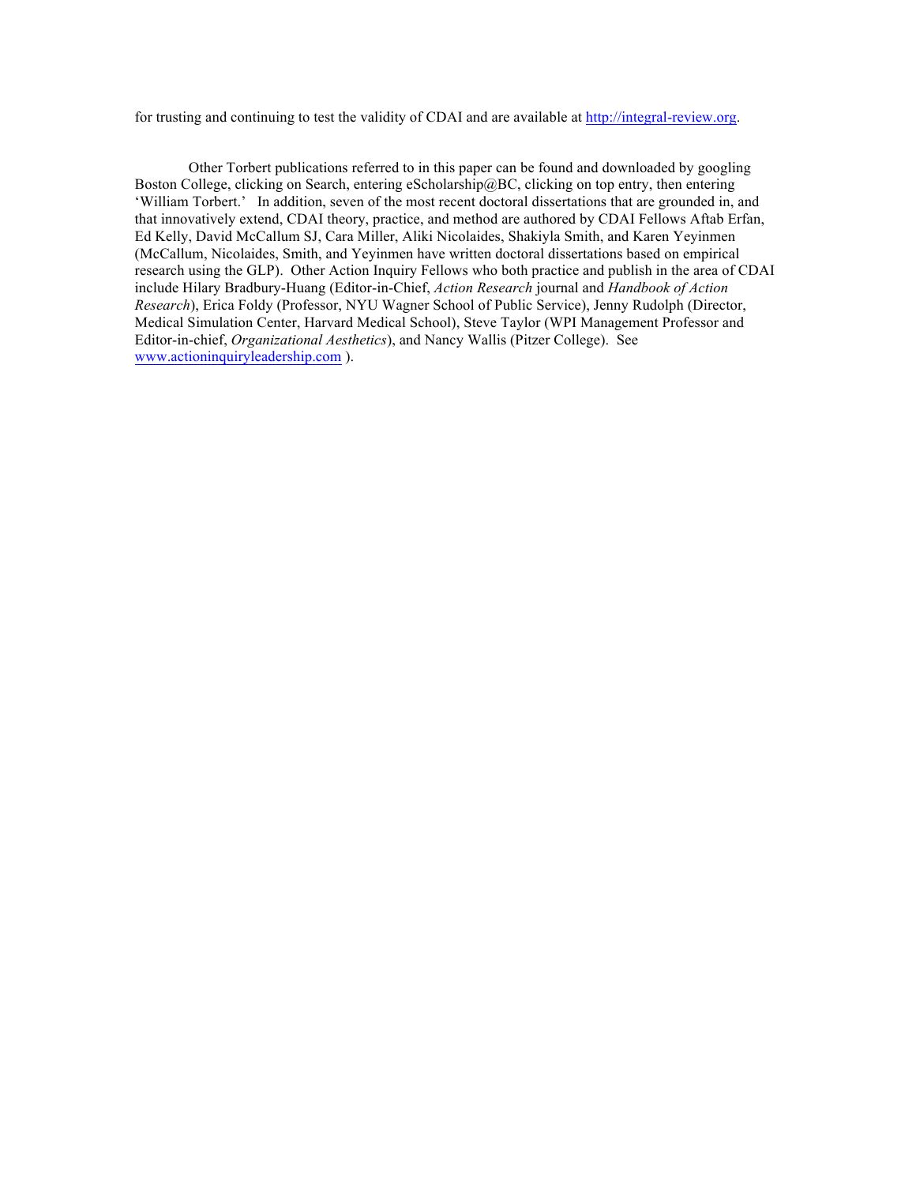for trusting and continuing to test the validity of CDAI and are available at http://integral-review.org.

Other Torbert publications referred to in this paper can be found and downloaded by googling Boston College, clicking on Search, entering eScholarship@BC, clicking on top entry, then entering 'William Torbert.' In addition, seven of the most recent doctoral dissertations that are grounded in, and that innovatively extend, CDAI theory, practice, and method are authored by CDAI Fellows Aftab Erfan, Ed Kelly, David McCallum SJ, Cara Miller, Aliki Nicolaides, Shakiyla Smith, and Karen Yeyinmen (McCallum, Nicolaides, Smith, and Yeyinmen have written doctoral dissertations based on empirical research using the GLP). Other Action Inquiry Fellows who both practice and publish in the area of CDAI include Hilary Bradbury-Huang (Editor-in-Chief, *Action Research* journal and *Handbook of Action Research*), Erica Foldy (Professor, NYU Wagner School of Public Service), Jenny Rudolph (Director, Medical Simulation Center, Harvard Medical School), Steve Taylor (WPI Management Professor and Editor-in-chief, *Organizational Aesthetics*), and Nancy Wallis (Pitzer College). See www.actioninquiryleadership.com ).